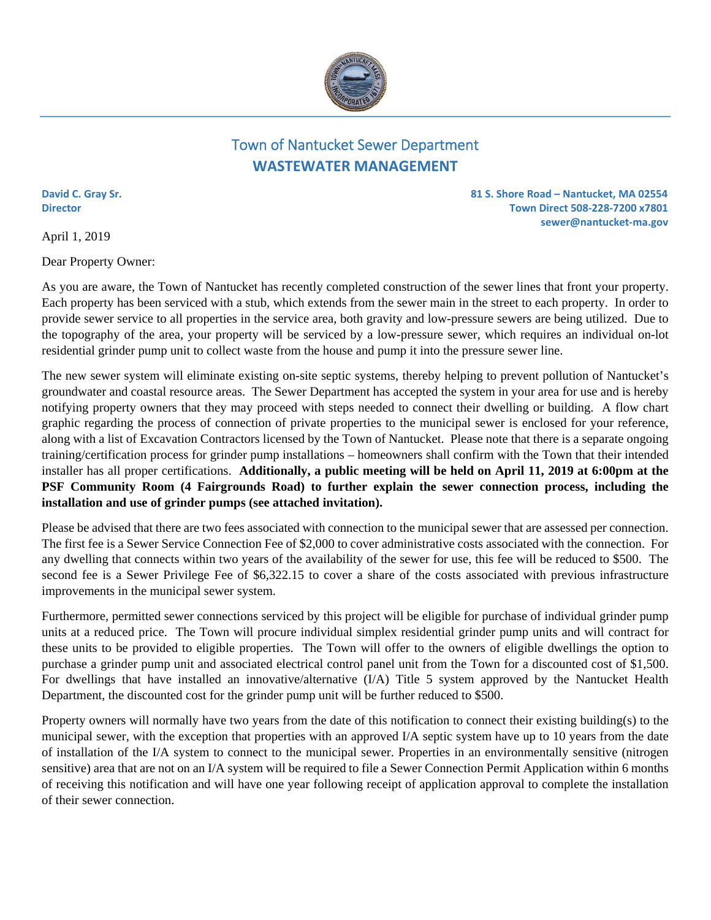# Town of Nantucket Sewer Department
## WASTEWATER MANAGEMENT

**David C. Gray Sr.**
**Director**

**81 S. Shore Road – Nantucket, MA 02554**
**Town Direct 508-228-7200 x7801**
**sewer@nantucket-ma.gov**

April 1, 2019

Dear Property Owner:

As you are aware, the Town of Nantucket has recently completed construction of the sewer lines that front your property. Each property has been serviced with a stub, which extends from the sewer main in the street to each property. In order to provide sewer service to all properties in the service area, both gravity and low-pressure sewers are being utilized. Due to the topography of the area, your property will be serviced by a low-pressure sewer, which requires an individual on-lot residential grinder pump unit to collect waste from the house and pump it into the pressure sewer line.

The new sewer system will eliminate existing on-site septic systems, thereby helping to prevent pollution of Nantucket's groundwater and coastal resource areas. The Sewer Department has accepted the system in your area for use and is hereby notifying property owners that they may proceed with steps needed to connect their dwelling or building. A flow chart graphic regarding the process of connection of private properties to the municipal sewer is enclosed for your reference, along with a list of Excavation Contractors licensed by the Town of Nantucket. Please note that there is a separate ongoing training/certification process for grinder pump installations – homeowners shall confirm with the Town that their intended installer has all proper certifications. **Additionally, a public meeting will be held on April 11, 2019 at 6:00pm at the PSF Community Room (4 Fairgrounds Road) to further explain the sewer connection process, including the installation and use of grinder pumps (see attached invitation).**

Please be advised that there are two fees associated with connection to the municipal sewer that are assessed per connection. The first fee is a Sewer Service Connection Fee of $2,000 to cover administrative costs associated with the connection. For any dwelling that connects within two years of the availability of the sewer for use, this fee will be reduced to $500. The second fee is a Sewer Privilege Fee of $6,322.15 to cover a share of the costs associated with previous infrastructure improvements in the municipal sewer system.

Furthermore, permitted sewer connections serviced by this project will be eligible for purchase of individual grinder pump units at a reduced price. The Town will procure individual simplex residential grinder pump units and will contract for these units to be provided to eligible properties. The Town will offer to the owners of eligible dwellings the option to purchase a grinder pump unit and associated electrical control panel unit from the Town for a discounted cost of $1,500. For dwellings that have installed an innovative/alternative (I/A) Title 5 system approved by the Nantucket Health Department, the discounted cost for the grinder pump unit will be further reduced to $500.

Property owners will normally have two years from the date of this notification to connect their existing building(s) to the municipal sewer, with the exception that properties with an approved I/A septic system have up to 10 years from the date of installation of the I/A system to connect to the municipal sewer. Properties in an environmentally sensitive (nitrogen sensitive) area that are not on an I/A system will be required to file a Sewer Connection Permit Application within 6 months of receiving this notification and will have one year following receipt of application approval to complete the installation of their sewer connection.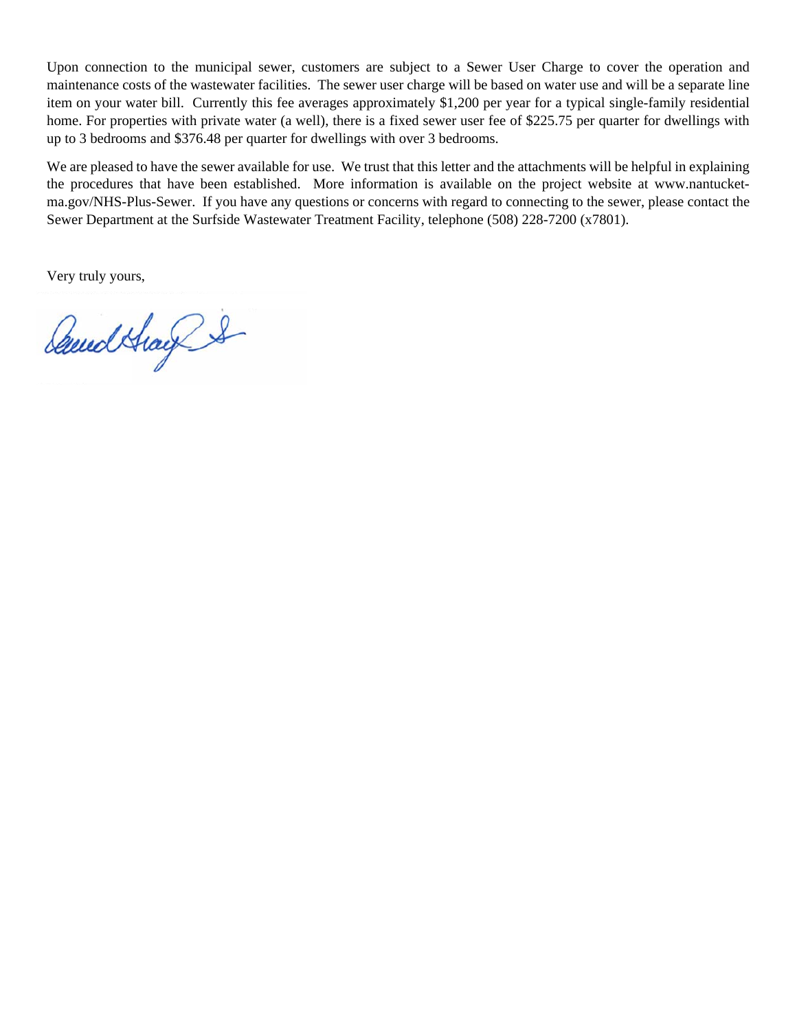Upon connection to the municipal sewer, customers are subject to a Sewer User Charge to cover the operation and maintenance costs of the wastewater facilities. The sewer user charge will be based on water use and will be a separate line item on your water bill. Currently this fee averages approximately $1,200 per year for a typical single-family residential home. For properties with private water (a well), there is a fixed sewer user fee of $225.75 per quarter for dwellings with up to 3 bedrooms and $376.48 per quarter for dwellings with over 3 bedrooms.

We are pleased to have the sewer available for use. We trust that this letter and the attachments will be helpful in explaining the procedures that have been established. More information is available on the project website at www.nantucket-ma.gov/NHS-Plus-Sewer. If you have any questions or concerns with regard to connecting to the sewer, please contact the Sewer Department at the Surfside Wastewater Treatment Facility, telephone (508) 228-7200 (x7801).

Very truly yours,